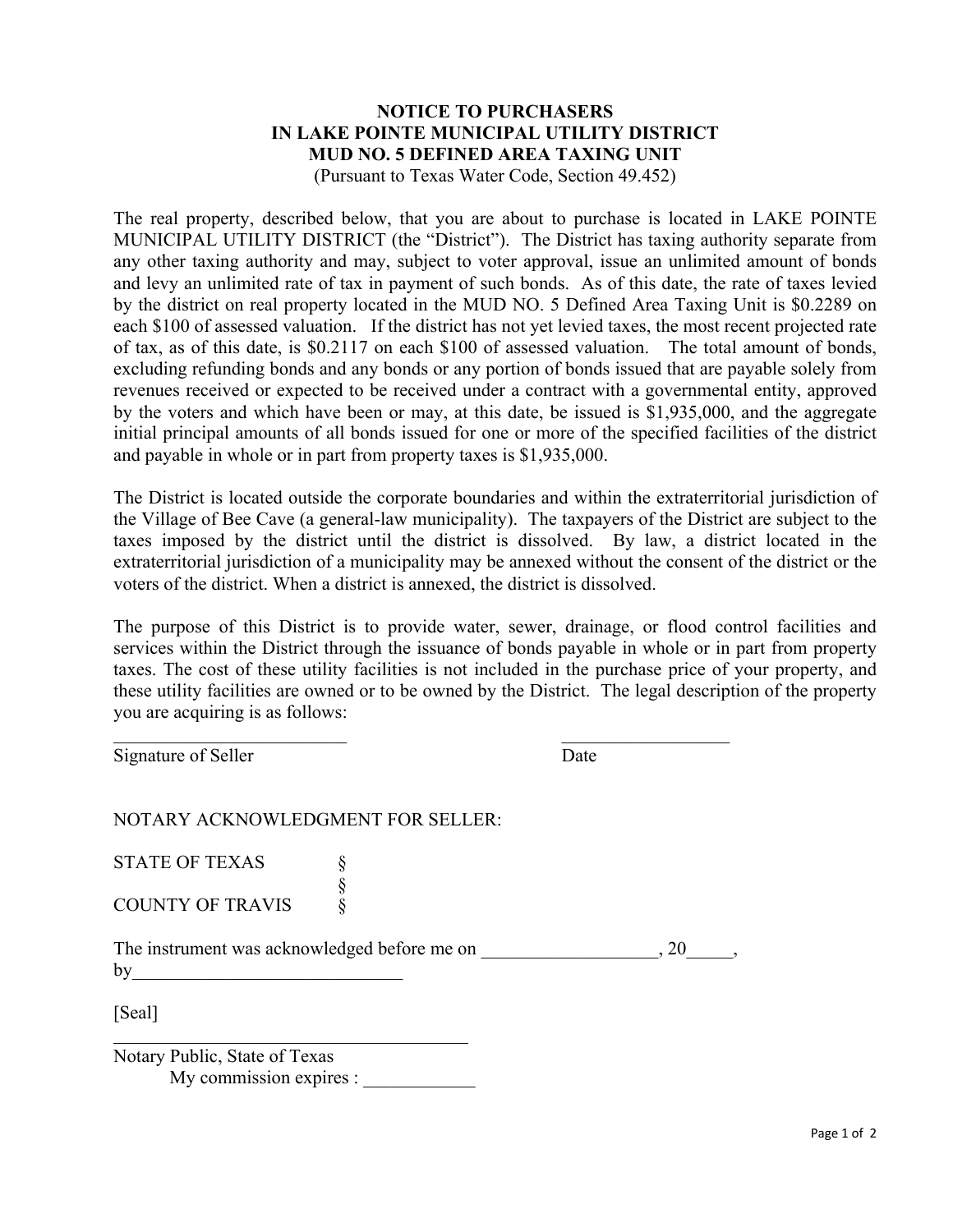# NOTICE TO PURCHASERS IN LAKE POINTE MUNICIPAL UTILITY DISTRICT MUD NO. 5 DEFINED AREA TAXING UNIT

(Pursuant to Texas Water Code, Section 49.452)

The real property, described below, that you are about to purchase is located in LAKE POINTE MUNICIPAL UTILITY DISTRICT (the "District"). The District has taxing authority separate from any other taxing authority and may, subject to voter approval, issue an unlimited amount of bonds and levy an unlimited rate of tax in payment of such bonds. As of this date, the rate of taxes levied by the district on real property located in the MUD NO. 5 Defined Area Taxing Unit is $0.2289 on each $100 of assessed valuation. If the district has not yet levied taxes, the most recent projected rate of tax, as of this date, is $0.2117 on each $100 of assessed valuation. The total amount of bonds, excluding refunding bonds and any bonds or any portion of bonds issued that are payable solely from revenues received or expected to be received under a contract with a governmental entity, approved by the voters and which have been or may, at this date, be issued is $1,935,000, and the aggregate initial principal amounts of all bonds issued for one or more of the specified facilities of the district and payable in whole or in part from property taxes is $1,935,000.

The District is located outside the corporate boundaries and within the extraterritorial jurisdiction of the Village of Bee Cave (a general-law municipality). The taxpayers of the District are subject to the taxes imposed by the district until the district is dissolved. By law, a district located in the extraterritorial jurisdiction of a municipality may be annexed without the consent of the district or the voters of the district. When a district is annexed, the district is dissolved.

The purpose of this District is to provide water, sewer, drainage, or flood control facilities and services within the District through the issuance of bonds payable in whole or in part from property taxes. The cost of these utility facilities is not included in the purchase price of your property, and these utility facilities are owned or to be owned by the District. The legal description of the property you are acquiring is as follows:

\_\_\_\_\_\_\_\_\_\_\_\_\_\_\_\_\_\_\_\_\_\_\_\_\_ &nbsp;&nbsp;&nbsp;&nbsp;&nbsp;&nbsp;&nbsp;&nbsp;&nbsp;&nbsp; \_\_\_\_\_\_\_\_\_\_\_\_\_\_\_\_\_\_
Signature of Seller &nbsp;&nbsp;&nbsp;&nbsp;&nbsp;&nbsp;&nbsp;&nbsp;&nbsp;&nbsp;&nbsp;&nbsp;&nbsp;&nbsp;&nbsp;&nbsp;&nbsp;&nbsp;&nbsp;&nbsp; Date

NOTARY ACKNOWLEDGMENT FOR SELLER:

STATE OF TEXAS §
§
COUNTY OF TRAVIS §

The instrument was acknowledged before me on \_\_\_\_\_\_\_\_\_\_\_\_\_\_\_\_\_\_, 20\_\_\_\_\_,
by\_\_\_\_\_\_\_\_\_\_\_\_\_\_\_\_\_\_\_\_\_\_\_\_\_\_\_\_

[Seal]

\_\_\_\_\_\_\_\_\_\_\_\_\_\_\_\_\_\_\_\_\_\_\_\_\_\_\_\_\_\_\_\_\_\_\_\_\_\_\_
Notary Public, State of Texas
My commission expires : \_\_\_\_\_\_\_\_\_\_\_\_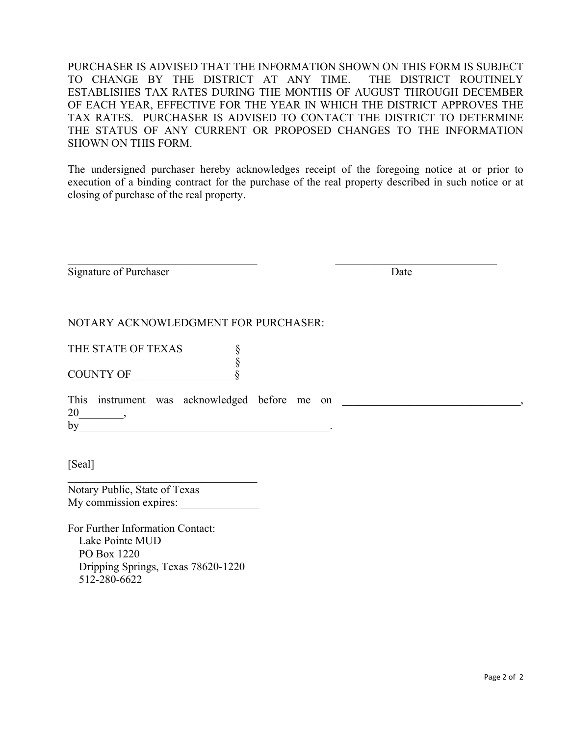PURCHASER IS ADVISED THAT THE INFORMATION SHOWN ON THIS FORM IS SUBJECT TO CHANGE BY THE DISTRICT AT ANY TIME. THE DISTRICT ROUTINELY ESTABLISHES TAX RATES DURING THE MONTHS OF AUGUST THROUGH DECEMBER OF EACH YEAR, EFFECTIVE FOR THE YEAR IN WHICH THE DISTRICT APPROVES THE TAX RATES. PURCHASER IS ADVISED TO CONTACT THE DISTRICT TO DETERMINE THE STATUS OF ANY CURRENT OR PROPOSED CHANGES TO THE INFORMATION SHOWN ON THIS FORM.

The undersigned purchaser hereby acknowledges receipt of the foregoing notice at or prior to execution of a binding contract for the purchase of the real property described in such notice or at closing of purchase of the real property.

___________________________________ ______________________________

Signature of Purchaser Date

NOTARY ACKNOWLEDGMENT FOR PURCHASER:

THE STATE OF TEXAS §
§
COUNTY OF_________________ §

This instrument was acknowledged before me on ________________________________, 20________,
by_____________________________________________.

[Seal]

___________________________________

Notary Public, State of Texas
My commission expires: ______________

For Further Information Contact:
Lake Pointe MUD
PO Box 1220
Dripping Springs, Texas 78620-1220
512-280-6622